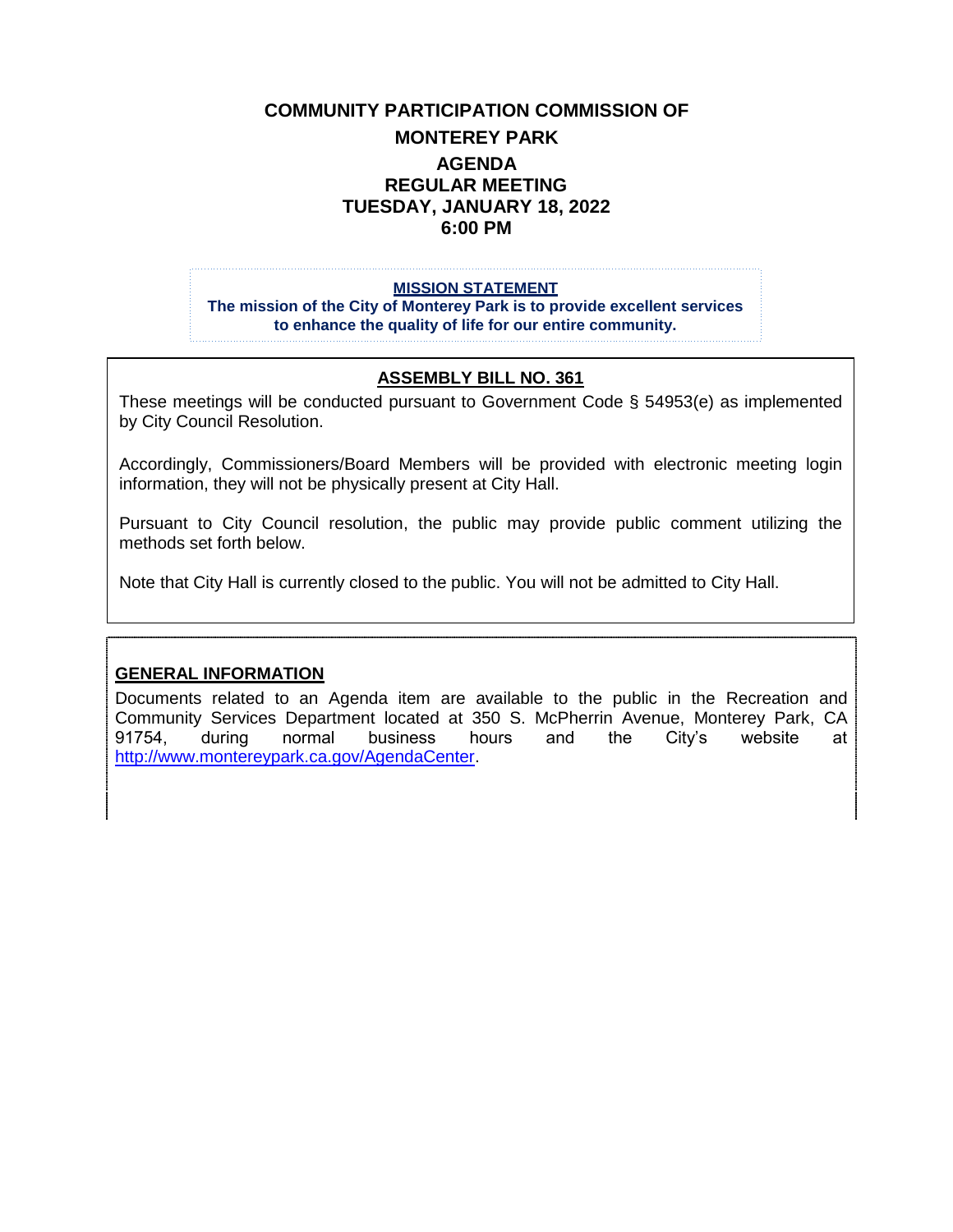# COMMUNITY PARTICIPATION COMMISSION OF MONTEREY PARK

## AGENDA
## REGULAR MEETING
## TUESDAY, JANUARY 18, 2022
## 6:00 PM

**MISSION STATEMENT**

**The mission of the City of Monterey Park is to provide excellent services to enhance the quality of life for our entire community.**

### ASSEMBLY BILL NO. 361

These meetings will be conducted pursuant to Government Code § 54953(e) as implemented by City Council Resolution.

Accordingly, Commissioners/Board Members will be provided with electronic meeting login information, they will not be physically present at City Hall.

Pursuant to City Council resolution, the public may provide public comment utilizing the methods set forth below.

Note that City Hall is currently closed to the public. You will not be admitted to City Hall.

### GENERAL INFORMATION

Documents related to an Agenda item are available to the public in the Recreation and Community Services Department located at 350 S. McPherrin Avenue, Monterey Park, CA 91754, during normal business hours and the City's website at http://www.montereypark.ca.gov/AgendaCenter.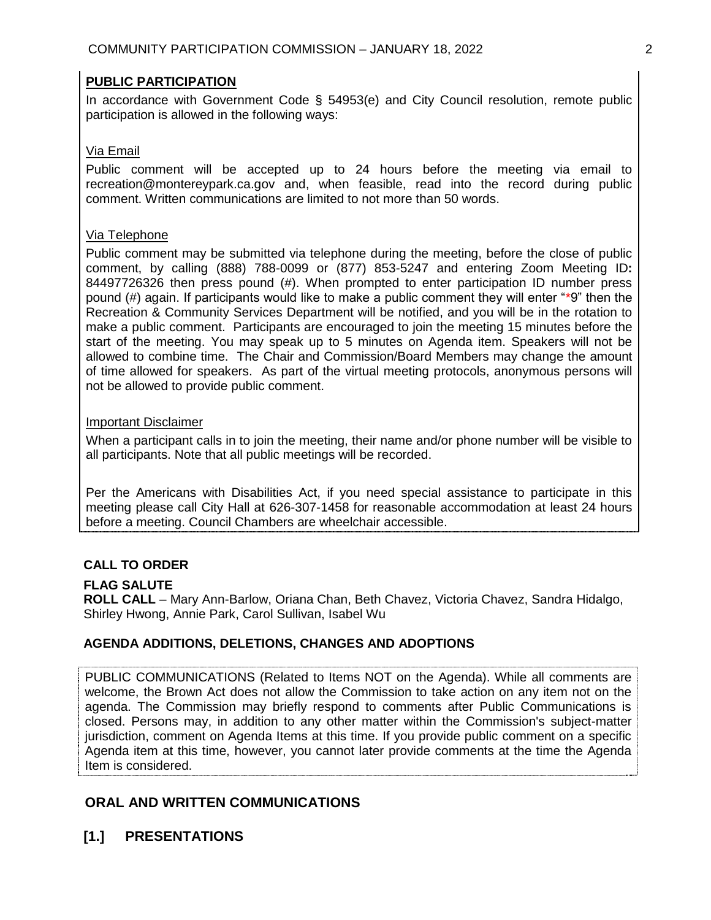**PUBLIC PARTICIPATION**

In accordance with Government Code § 54953(e) and City Council resolution, remote public participation is allowed in the following ways:

Via Email

Public comment will be accepted up to 24 hours before the meeting via email to recreation@montereypark.ca.gov and, when feasible, read into the record during public comment. Written communications are limited to not more than 50 words.

Via Telephone

Public comment may be submitted via telephone during the meeting, before the close of public comment, by calling (888) 788-0099 or (877) 853-5247 and entering Zoom Meeting ID**:** 84497726326 then press pound (#). When prompted to enter participation ID number press pound (#) again. If participants would like to make a public comment they will enter "*9" then the Recreation & Community Services Department will be notified, and you will be in the rotation to make a public comment. Participants are encouraged to join the meeting 15 minutes before the start of the meeting. You may speak up to 5 minutes on Agenda item. Speakers will not be allowed to combine time. The Chair and Commission/Board Members may change the amount of time allowed for speakers. As part of the virtual meeting protocols, anonymous persons will not be allowed to provide public comment.

Important Disclaimer

When a participant calls in to join the meeting, their name and/or phone number will be visible to all participants. Note that all public meetings will be recorded.

Per the Americans with Disabilities Act, if you need special assistance to participate in this meeting please call City Hall at 626-307-1458 for reasonable accommodation at least 24 hours before a meeting. Council Chambers are wheelchair accessible.

**CALL TO ORDER**

**FLAG SALUTE**

**ROLL CALL** – Mary Ann-Barlow, Oriana Chan, Beth Chavez, Victoria Chavez, Sandra Hidalgo, Shirley Hwong, Annie Park, Carol Sullivan, Isabel Wu

**AGENDA ADDITIONS, DELETIONS, CHANGES AND ADOPTIONS**

PUBLIC COMMUNICATIONS (Related to Items NOT on the Agenda). While all comments are welcome, the Brown Act does not allow the Commission to take action on any item not on the agenda. The Commission may briefly respond to comments after Public Communications is closed. Persons may, in addition to any other matter within the Commission's subject-matter jurisdiction, comment on Agenda Items at this time. If you provide public comment on a specific Agenda item at this time, however, you cannot later provide comments at the time the Agenda Item is considered.

## ORAL AND WRITTEN COMMUNICATIONS

## [1.] PRESENTATIONS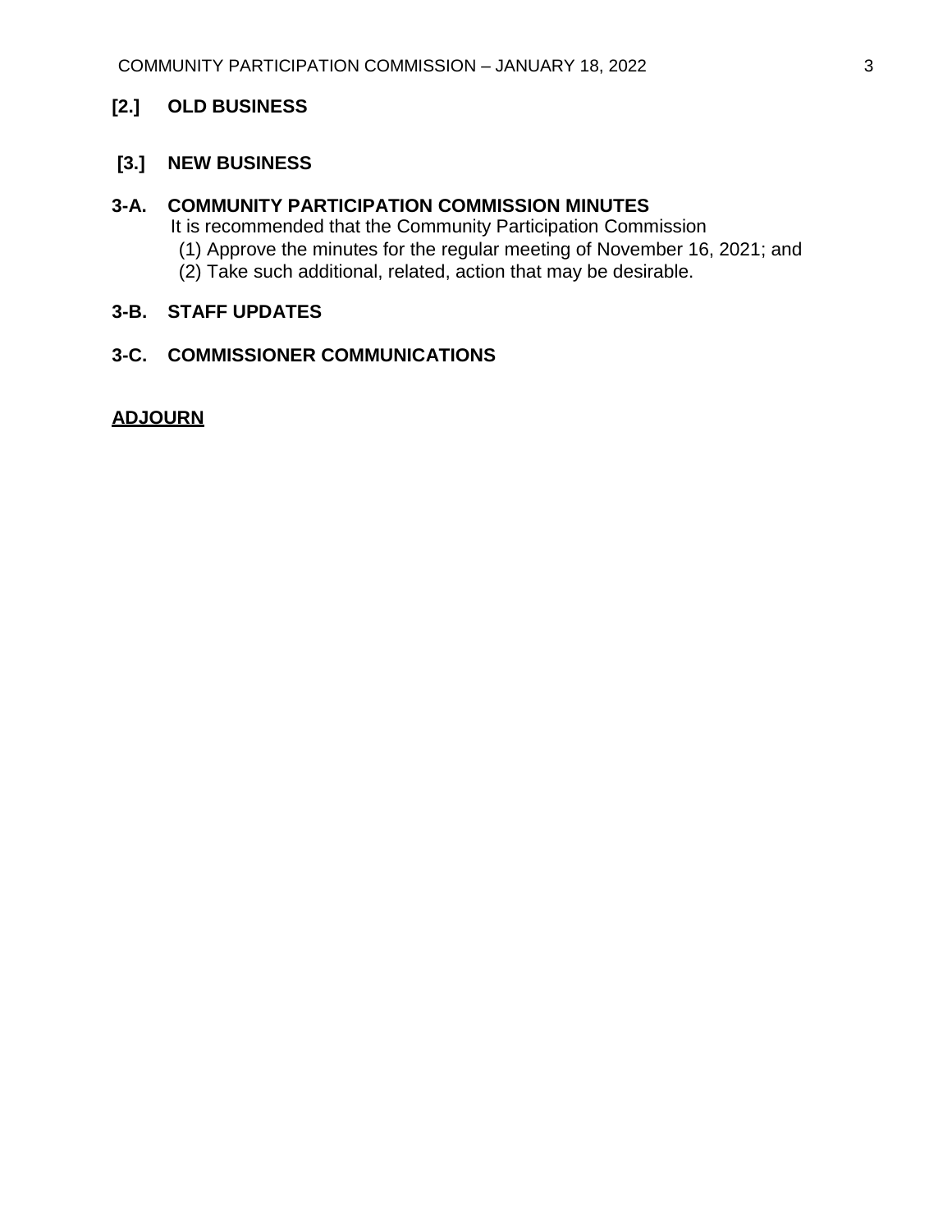## [2.] OLD BUSINESS

## [3.] NEW BUSINESS

### 3-A. COMMUNITY PARTICIPATION COMMISSION MINUTES

It is recommended that the Community Participation Commission

(1) Approve the minutes for the regular meeting of November 16, 2021; and

(2) Take such additional, related, action that may be desirable.

### 3-B. STAFF UPDATES

### 3-C. COMMISSIONER COMMUNICATIONS

**ADJOURN**